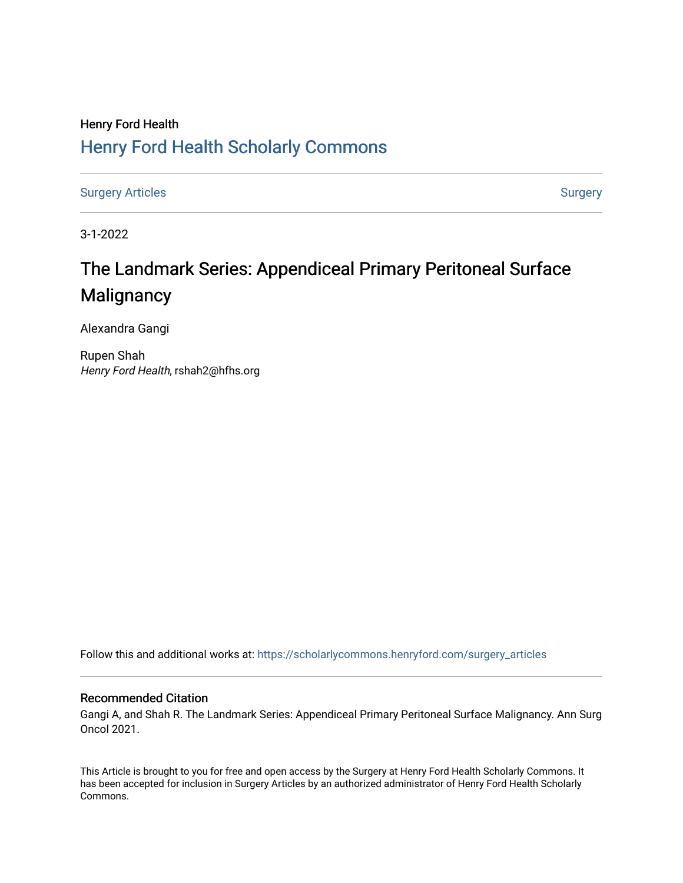Henry Ford Health

# Henry Ford Health Scholarly Commons

Surgery Articles | Surgery

3-1-2022

## The Landmark Series: Appendiceal Primary Peritoneal Surface Malignancy

Alexandra Gangi

Rupen Shah
*Henry Ford Health*, rshah2@hfhs.org

Follow this and additional works at: https://scholarlycommons.henryford.com/surgery_articles

### Recommended Citation

Gangi A, and Shah R. The Landmark Series: Appendiceal Primary Peritoneal Surface Malignancy. Ann Surg Oncol 2021.

This Article is brought to you for free and open access by the Surgery at Henry Ford Health Scholarly Commons. It has been accepted for inclusion in Surgery Articles by an authorized administrator of Henry Ford Health Scholarly Commons.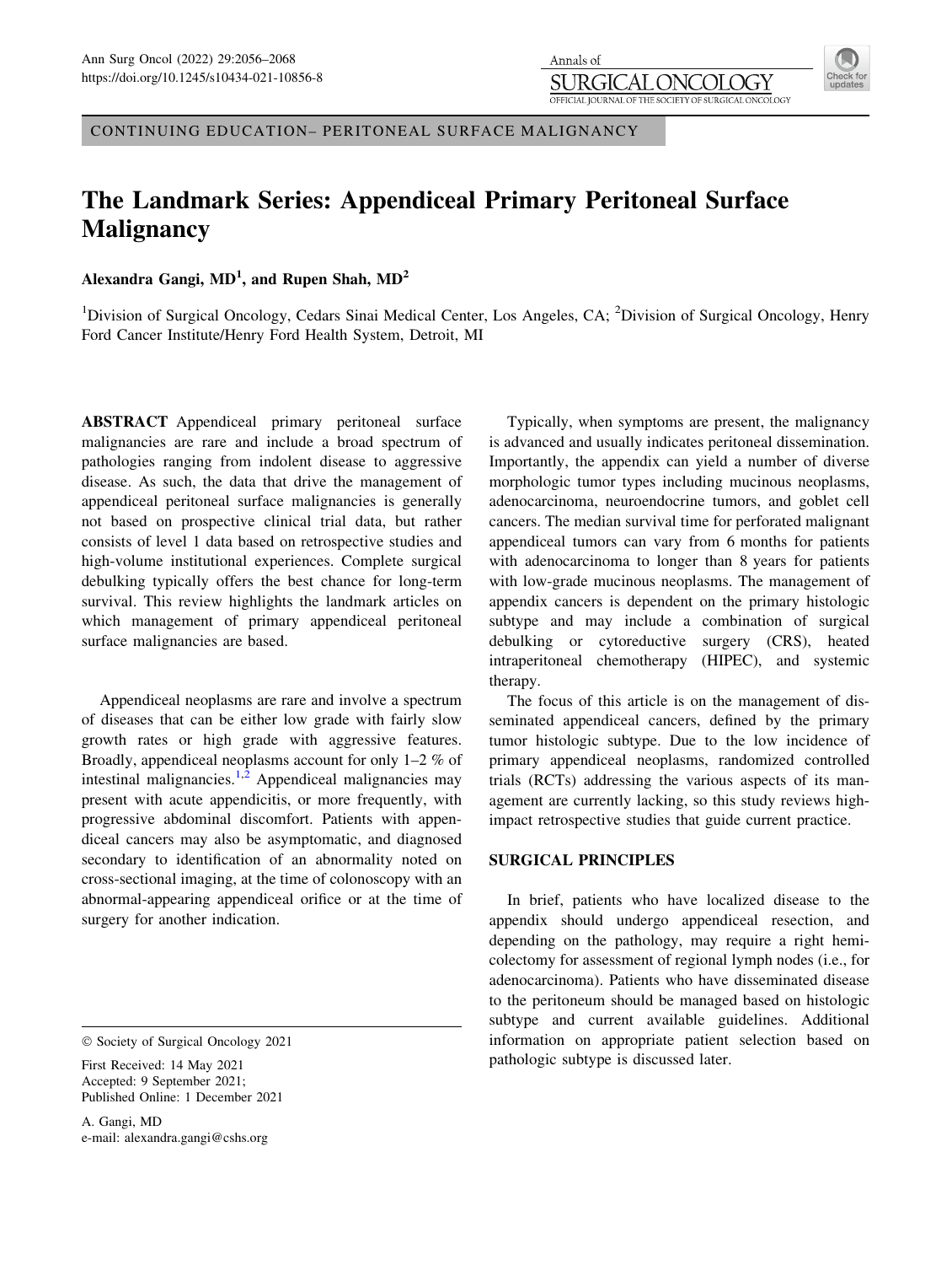CONTINUING EDUCATION– PERITONEAL SURFACE MALIGNANCY

# The Landmark Series: Appendiceal Primary Peritoneal Surface Malignancy

**Alexandra Gangi, MD[1], and Rupen Shah, MD[2]**

[1]Division of Surgical Oncology, Cedars Sinai Medical Center, Los Angeles, CA; [2]Division of Surgical Oncology, Henry Ford Cancer Institute/Henry Ford Health System, Detroit, MI

**ABSTRACT** Appendiceal primary peritoneal surface malignancies are rare and include a broad spectrum of pathologies ranging from indolent disease to aggressive disease. As such, the data that drive the management of appendiceal peritoneal surface malignancies is generally not based on prospective clinical trial data, but rather consists of level 1 data based on retrospective studies and high-volume institutional experiences. Complete surgical debulking typically offers the best chance for long-term survival. This review highlights the landmark articles on which management of primary appendiceal peritoneal surface malignancies are based.

Appendiceal neoplasms are rare and involve a spectrum of diseases that can be either low grade with fairly slow growth rates or high grade with aggressive features. Broadly, appendiceal neoplasms account for only 1–2 % of intestinal malignancies.[1,2] Appendiceal malignancies may present with acute appendicitis, or more frequently, with progressive abdominal discomfort. Patients with appendiceal cancers may also be asymptomatic, and diagnosed secondary to identification of an abnormality noted on cross-sectional imaging, at the time of colonoscopy with an abnormal-appearing appendiceal orifice or at the time of surgery for another indication.

Typically, when symptoms are present, the malignancy is advanced and usually indicates peritoneal dissemination. Importantly, the appendix can yield a number of diverse morphologic tumor types including mucinous neoplasms, adenocarcinoma, neuroendocrine tumors, and goblet cell cancers. The median survival time for perforated malignant appendiceal tumors can vary from 6 months for patients with adenocarcinoma to longer than 8 years for patients with low-grade mucinous neoplasms. The management of appendix cancers is dependent on the primary histologic subtype and may include a combination of surgical debulking or cytoreductive surgery (CRS), heated intraperitoneal chemotherapy (HIPEC), and systemic therapy.

The focus of this article is on the management of disseminated appendiceal cancers, defined by the primary tumor histologic subtype. Due to the low incidence of primary appendiceal neoplasms, randomized controlled trials (RCTs) addressing the various aspects of its management are currently lacking, so this study reviews high-impact retrospective studies that guide current practice.

## SURGICAL PRINCIPLES

In brief, patients who have localized disease to the appendix should undergo appendiceal resection, and depending on the pathology, may require a right hemicolectomy for assessment of regional lymph nodes (i.e., for adenocarcinoma). Patients who have disseminated disease to the peritoneum should be managed based on histologic subtype and current available guidelines. Additional information on appropriate patient selection based on pathologic subtype is discussed later.

© Society of Surgical Oncology 2021

First Received: 14 May 2021
Accepted: 9 September 2021;
Published Online: 1 December 2021

A. Gangi, MD
e-mail: alexandra.gangi@cshs.org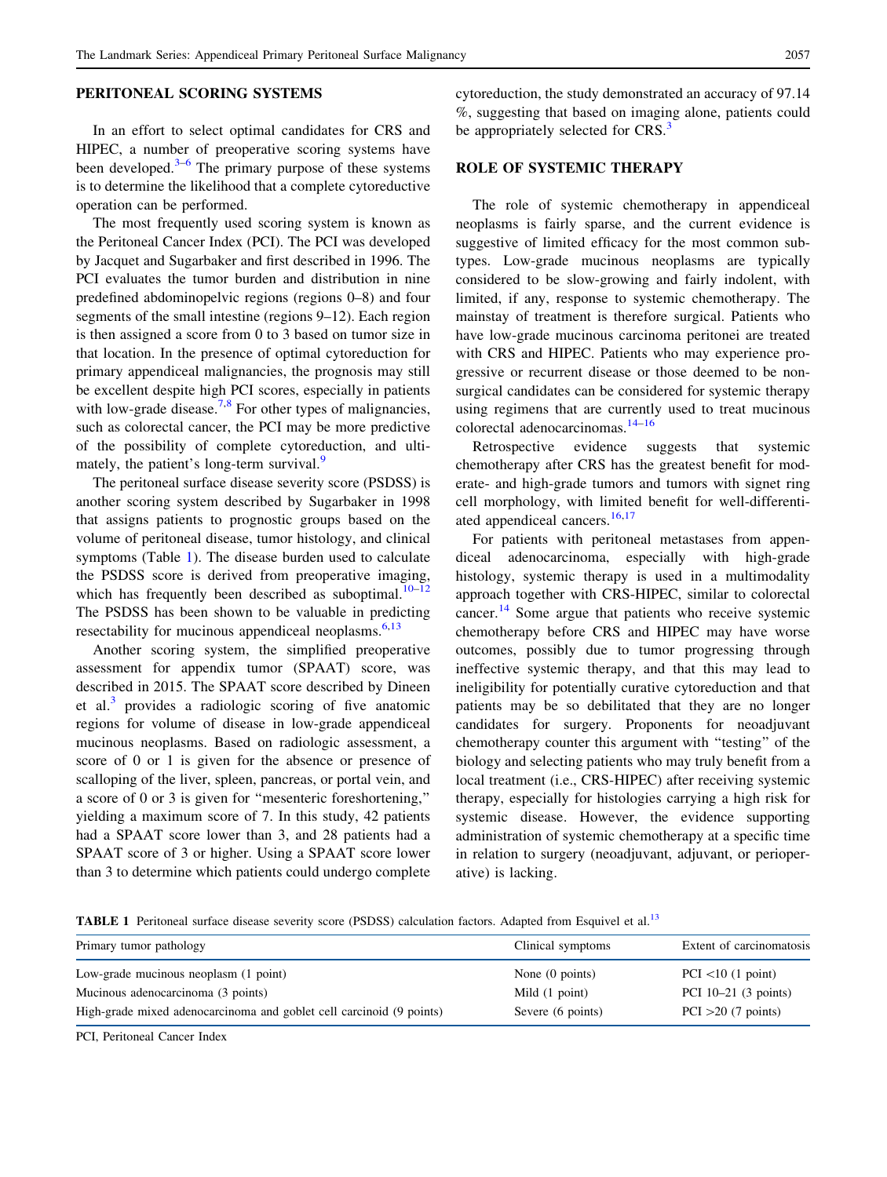## PERITONEAL SCORING SYSTEMS

In an effort to select optimal candidates for CRS and HIPEC, a number of preoperative scoring systems have been developed.[3–6] The primary purpose of these systems is to determine the likelihood that a complete cytoreductive operation can be performed.

The most frequently used scoring system is known as the Peritoneal Cancer Index (PCI). The PCI was developed by Jacquet and Sugarbaker and first described in 1996. The PCI evaluates the tumor burden and distribution in nine predefined abdominopelvic regions (regions 0–8) and four segments of the small intestine (regions 9–12). Each region is then assigned a score from 0 to 3 based on tumor size in that location. In the presence of optimal cytoreduction for primary appendiceal malignancies, the prognosis may still be excellent despite high PCI scores, especially in patients with low-grade disease.[7,8] For other types of malignancies, such as colorectal cancer, the PCI may be more predictive of the possibility of complete cytoreduction, and ultimately, the patient's long-term survival.[9]

The peritoneal surface disease severity score (PSDSS) is another scoring system described by Sugarbaker in 1998 that assigns patients to prognostic groups based on the volume of peritoneal disease, tumor histology, and clinical symptoms (Table 1). The disease burden used to calculate the PSDSS score is derived from preoperative imaging, which has frequently been described as suboptimal.[10–12] The PSDSS has been shown to be valuable in predicting resectability for mucinous appendiceal neoplasms.[6,13]

Another scoring system, the simplified preoperative assessment for appendix tumor (SPAAT) score, was described in 2015. The SPAAT score described by Dineen et al.[3] provides a radiologic scoring of five anatomic regions for volume of disease in low-grade appendiceal mucinous neoplasms. Based on radiologic assessment, a score of 0 or 1 is given for the absence or presence of scalloping of the liver, spleen, pancreas, or portal vein, and a score of 0 or 3 is given for "mesenteric foreshortening," yielding a maximum score of 7. In this study, 42 patients had a SPAAT score lower than 3, and 28 patients had a SPAAT score of 3 or higher. Using a SPAAT score lower than 3 to determine which patients could undergo complete cytoreduction, the study demonstrated an accuracy of 97.14 %, suggesting that based on imaging alone, patients could be appropriately selected for CRS.[3]

## ROLE OF SYSTEMIC THERAPY

The role of systemic chemotherapy in appendiceal neoplasms is fairly sparse, and the current evidence is suggestive of limited efficacy for the most common subtypes. Low-grade mucinous neoplasms are typically considered to be slow-growing and fairly indolent, with limited, if any, response to systemic chemotherapy. The mainstay of treatment is therefore surgical. Patients who have low-grade mucinous carcinoma peritonei are treated with CRS and HIPEC. Patients who may experience progressive or recurrent disease or those deemed to be nonsurgical candidates can be considered for systemic therapy using regimens that are currently used to treat mucinous colorectal adenocarcinomas.[14–16]

Retrospective evidence suggests that systemic chemotherapy after CRS has the greatest benefit for moderate- and high-grade tumors and tumors with signet ring cell morphology, with limited benefit for well-differentiated appendiceal cancers.[16,17]

For patients with peritoneal metastases from appendiceal adenocarcinoma, especially with high-grade histology, systemic therapy is used in a multimodality approach together with CRS-HIPEC, similar to colorectal cancer.[14] Some argue that patients who receive systemic chemotherapy before CRS and HIPEC may have worse outcomes, possibly due to tumor progressing through ineffective systemic therapy, and that this may lead to ineligibility for potentially curative cytoreduction and that patients may be so debilitated that they are no longer candidates for surgery. Proponents for neoadjuvant chemotherapy counter this argument with "testing" of the biology and selecting patients who may truly benefit from a local treatment (i.e., CRS-HIPEC) after receiving systemic therapy, especially for histologies carrying a high risk for systemic disease. However, the evidence supporting administration of systemic chemotherapy at a specific time in relation to surgery (neoadjuvant, adjuvant, or perioperative) is lacking.

**TABLE 1** Peritoneal surface disease severity score (PSDSS) calculation factors. Adapted from Esquivel et al.[13]

| Primary tumor pathology | Clinical symptoms | Extent of carcinomatosis |
|---|---|---|
| Low-grade mucinous neoplasm (1 point) | None (0 points) | PCI <10 (1 point) |
| Mucinous adenocarcinoma (3 points) | Mild (1 point) | PCI 10–21 (3 points) |
| High-grade mixed adenocarcinoma and goblet cell carcinoid (9 points) | Severe (6 points) | PCI >20 (7 points) |

PCI, Peritoneal Cancer Index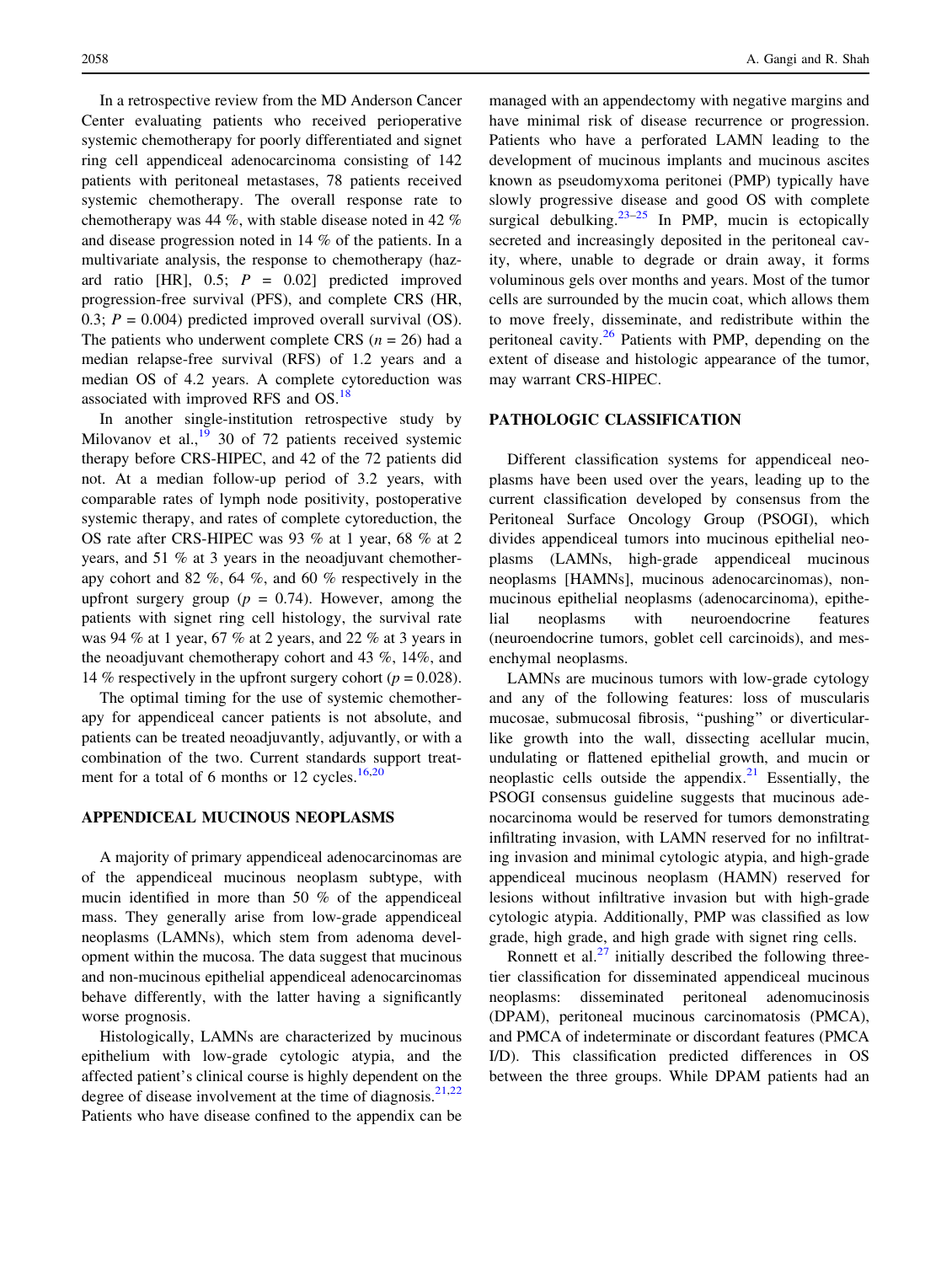In a retrospective review from the MD Anderson Cancer Center evaluating patients who received perioperative systemic chemotherapy for poorly differentiated and signet ring cell appendiceal adenocarcinoma consisting of 142 patients with peritoneal metastases, 78 patients received systemic chemotherapy. The overall response rate to chemotherapy was 44 %, with stable disease noted in 42 % and disease progression noted in 14 % of the patients. In a multivariate analysis, the response to chemotherapy (hazard ratio [HR], 0.5; $P = 0.02$] predicted improved progression-free survival (PFS), and complete CRS (HR, 0.3; $P = 0.004$) predicted improved overall survival (OS). The patients who underwent complete CRS ($n = 26$) had a median relapse-free survival (RFS) of 1.2 years and a median OS of 4.2 years. A complete cytoreduction was associated with improved RFS and OS.[18]

In another single-institution retrospective study by Milovanov et al.,[19] 30 of 72 patients received systemic therapy before CRS-HIPEC, and 42 of the 72 patients did not. At a median follow-up period of 3.2 years, with comparable rates of lymph node positivity, postoperative systemic therapy, and rates of complete cytoreduction, the OS rate after CRS-HIPEC was 93 % at 1 year, 68 % at 2 years, and 51 % at 3 years in the neoadjuvant chemotherapy cohort and 82 %, 64 %, and 60 % respectively in the upfront surgery group ($p = 0.74$). However, among the patients with signet ring cell histology, the survival rate was 94 % at 1 year, 67 % at 2 years, and 22 % at 3 years in the neoadjuvant chemotherapy cohort and 43 %, 14%, and 14 % respectively in the upfront surgery cohort ($p = 0.028$).

The optimal timing for the use of systemic chemotherapy for appendiceal cancer patients is not absolute, and patients can be treated neoadjuvantly, adjuvantly, or with a combination of the two. Current standards support treatment for a total of 6 months or 12 cycles.[16,20]

## APPENDICEAL MUCINOUS NEOPLASMS

A majority of primary appendiceal adenocarcinomas are of the appendiceal mucinous neoplasm subtype, with mucin identified in more than 50 % of the appendiceal mass. They generally arise from low-grade appendiceal neoplasms (LAMNs), which stem from adenoma development within the mucosa. The data suggest that mucinous and non-mucinous epithelial appendiceal adenocarcinomas behave differently, with the latter having a significantly worse prognosis.

Histologically, LAMNs are characterized by mucinous epithelium with low-grade cytologic atypia, and the affected patient's clinical course is highly dependent on the degree of disease involvement at the time of diagnosis.[21,22] Patients who have disease confined to the appendix can be managed with an appendectomy with negative margins and have minimal risk of disease recurrence or progression. Patients who have a perforated LAMN leading to the development of mucinous implants and mucinous ascites known as pseudomyxoma peritonei (PMP) typically have slowly progressive disease and good OS with complete surgical debulking.[23–25] In PMP, mucin is ectopically secreted and increasingly deposited in the peritoneal cavity, where, unable to degrade or drain away, it forms voluminous gels over months and years. Most of the tumor cells are surrounded by the mucin coat, which allows them to move freely, disseminate, and redistribute within the peritoneal cavity.[26] Patients with PMP, depending on the extent of disease and histologic appearance of the tumor, may warrant CRS-HIPEC.

## PATHOLOGIC CLASSIFICATION

Different classification systems for appendiceal neoplasms have been used over the years, leading up to the current classification developed by consensus from the Peritoneal Surface Oncology Group (PSOGI), which divides appendiceal tumors into mucinous epithelial neoplasms (LAMNs, high-grade appendiceal mucinous neoplasms [HAMNs], mucinous adenocarcinomas), non-mucinous epithelial neoplasms (adenocarcinoma), epithelial neoplasms with neuroendocrine features (neuroendocrine tumors, goblet cell carcinoids), and mesenchymal neoplasms.

LAMNs are mucinous tumors with low-grade cytology and any of the following features: loss of muscularis mucosae, submucosal fibrosis, "pushing" or diverticular-like growth into the wall, dissecting acellular mucin, undulating or flattened epithelial growth, and mucin or neoplastic cells outside the appendix.[21] Essentially, the PSOGI consensus guideline suggests that mucinous adenocarcinoma would be reserved for tumors demonstrating infiltrating invasion, with LAMN reserved for no infiltrating invasion and minimal cytologic atypia, and high-grade appendiceal mucinous neoplasm (HAMN) reserved for lesions without infiltrative invasion but with high-grade cytologic atypia. Additionally, PMP was classified as low grade, high grade, and high grade with signet ring cells.

Ronnett et al.[27] initially described the following three-tier classification for disseminated appendiceal mucinous neoplasms: disseminated peritoneal adenomucinosis (DPAM), peritoneal mucinous carcinomatosis (PMCA), and PMCA of indeterminate or discordant features (PMCA I/D). This classification predicted differences in OS between the three groups. While DPAM patients had an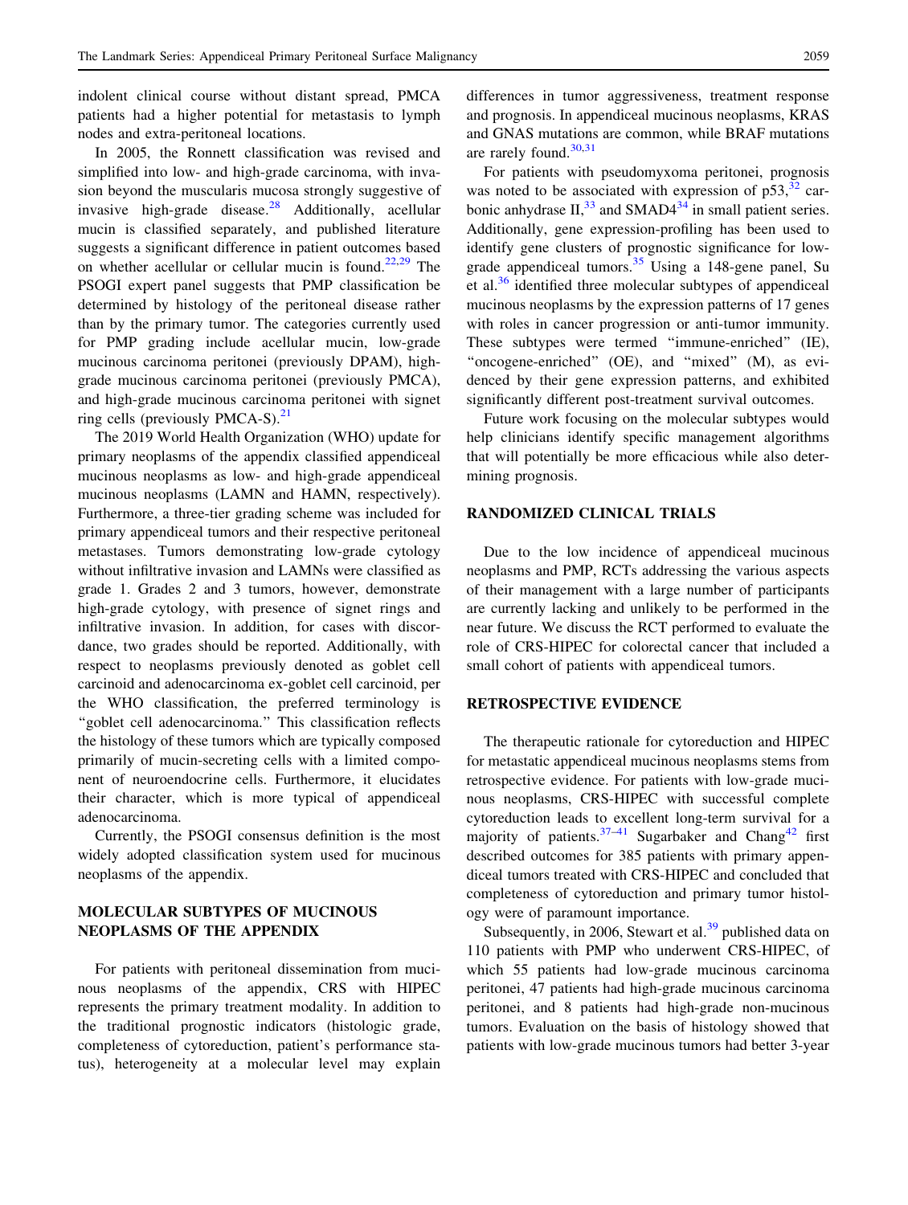indolent clinical course without distant spread, PMCA patients had a higher potential for metastasis to lymph nodes and extra-peritoneal locations.

In 2005, the Ronnett classification was revised and simplified into low- and high-grade carcinoma, with invasion beyond the muscularis mucosa strongly suggestive of invasive high-grade disease.[28] Additionally, acellular mucin is classified separately, and published literature suggests a significant difference in patient outcomes based on whether acellular or cellular mucin is found.[22,29] The PSOGI expert panel suggests that PMP classification be determined by histology of the peritoneal disease rather than by the primary tumor. The categories currently used for PMP grading include acellular mucin, low-grade mucinous carcinoma peritonei (previously DPAM), high-grade mucinous carcinoma peritonei (previously PMCA), and high-grade mucinous carcinoma peritonei with signet ring cells (previously PMCA-S).[21]

The 2019 World Health Organization (WHO) update for primary neoplasms of the appendix classified appendiceal mucinous neoplasms as low- and high-grade appendiceal mucinous neoplasms (LAMN and HAMN, respectively). Furthermore, a three-tier grading scheme was included for primary appendiceal tumors and their respective peritoneal metastases. Tumors demonstrating low-grade cytology without infiltrative invasion and LAMNs were classified as grade 1. Grades 2 and 3 tumors, however, demonstrate high-grade cytology, with presence of signet rings and infiltrative invasion. In addition, for cases with discordance, two grades should be reported. Additionally, with respect to neoplasms previously denoted as goblet cell carcinoid and adenocarcinoma ex-goblet cell carcinoid, per the WHO classification, the preferred terminology is "goblet cell adenocarcinoma." This classification reflects the histology of these tumors which are typically composed primarily of mucin-secreting cells with a limited component of neuroendocrine cells. Furthermore, it elucidates their character, which is more typical of appendiceal adenocarcinoma.

Currently, the PSOGI consensus definition is the most widely adopted classification system used for mucinous neoplasms of the appendix.

## MOLECULAR SUBTYPES OF MUCINOUS NEOPLASMS OF THE APPENDIX

For patients with peritoneal dissemination from mucinous neoplasms of the appendix, CRS with HIPEC represents the primary treatment modality. In addition to the traditional prognostic indicators (histologic grade, completeness of cytoreduction, patient's performance status), heterogeneity at a molecular level may explain differences in tumor aggressiveness, treatment response and prognosis. In appendiceal mucinous neoplasms, KRAS and GNAS mutations are common, while BRAF mutations are rarely found.[30,31]

For patients with pseudomyxoma peritonei, prognosis was noted to be associated with expression of p53,[32] carbonic anhydrase II,[33] and SMAD4[34] in small patient series. Additionally, gene expression-profiling has been used to identify gene clusters of prognostic significance for low-grade appendiceal tumors.[35] Using a 148-gene panel, Su et al.[36] identified three molecular subtypes of appendiceal mucinous neoplasms by the expression patterns of 17 genes with roles in cancer progression or anti-tumor immunity. These subtypes were termed "immune-enriched" (IE), "oncogene-enriched" (OE), and "mixed" (M), as evidenced by their gene expression patterns, and exhibited significantly different post-treatment survival outcomes.

Future work focusing on the molecular subtypes would help clinicians identify specific management algorithms that will potentially be more efficacious while also determining prognosis.

## RANDOMIZED CLINICAL TRIALS

Due to the low incidence of appendiceal mucinous neoplasms and PMP, RCTs addressing the various aspects of their management with a large number of participants are currently lacking and unlikely to be performed in the near future. We discuss the RCT performed to evaluate the role of CRS-HIPEC for colorectal cancer that included a small cohort of patients with appendiceal tumors.

## RETROSPECTIVE EVIDENCE

The therapeutic rationale for cytoreduction and HIPEC for metastatic appendiceal mucinous neoplasms stems from retrospective evidence. For patients with low-grade mucinous neoplasms, CRS-HIPEC with successful complete cytoreduction leads to excellent long-term survival for a majority of patients.[37–41] Sugarbaker and Chang[42] first described outcomes for 385 patients with primary appendiceal tumors treated with CRS-HIPEC and concluded that completeness of cytoreduction and primary tumor histology were of paramount importance.

Subsequently, in 2006, Stewart et al.[39] published data on 110 patients with PMP who underwent CRS-HIPEC, of which 55 patients had low-grade mucinous carcinoma peritonei, 47 patients had high-grade mucinous carcinoma peritonei, and 8 patients had high-grade non-mucinous tumors. Evaluation on the basis of histology showed that patients with low-grade mucinous tumors had better 3-year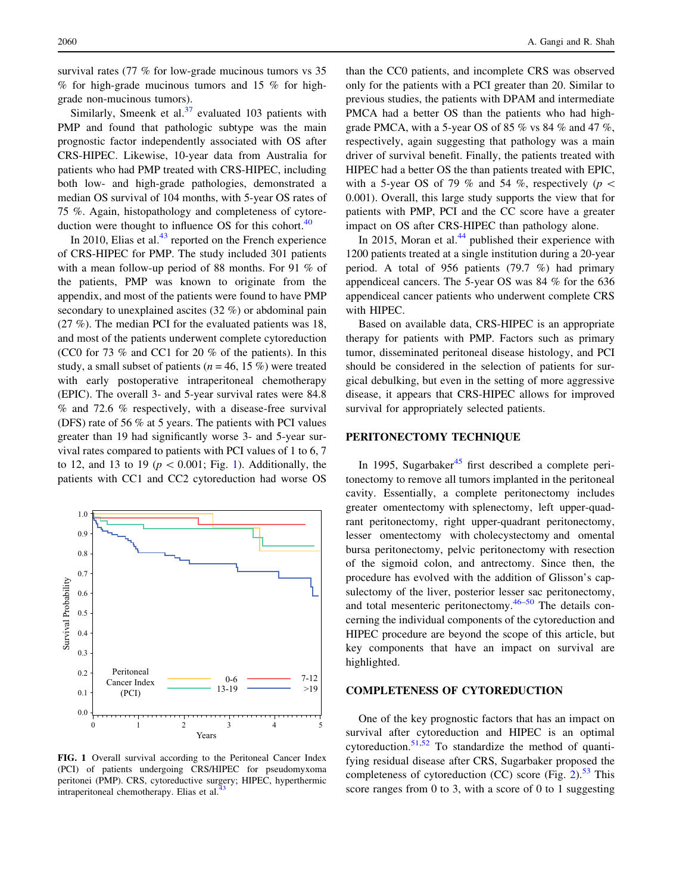survival rates (77 % for low-grade mucinous tumors vs 35 % for high-grade mucinous tumors and 15 % for high-grade non-mucinous tumors).

Similarly, Smeenk et al.[37] evaluated 103 patients with PMP and found that pathologic subtype was the main prognostic factor independently associated with OS after CRS-HIPEC. Likewise, 10-year data from Australia for patients who had PMP treated with CRS-HIPEC, including both low- and high-grade pathologies, demonstrated a median OS survival of 104 months, with 5-year OS rates of 75 %. Again, histopathology and completeness of cytoreduction were thought to influence OS for this cohort.[40]

In 2010, Elias et al.[43] reported on the French experience of CRS-HIPEC for PMP. The study included 301 patients with a mean follow-up period of 88 months. For 91 % of the patients, PMP was known to originate from the appendix, and most of the patients were found to have PMP secondary to unexplained ascites (32 %) or abdominal pain (27 %). The median PCI for the evaluated patients was 18, and most of the patients underwent complete cytoreduction (CC0 for 73 % and CC1 for 20 % of the patients). In this study, a small subset of patients ($n = 46$, 15 %) were treated with early postoperative intraperitoneal chemotherapy (EPIC). The overall 3- and 5-year survival rates were 84.8 % and 72.6 % respectively, with a disease-free survival (DFS) rate of 56 % at 5 years. The patients with PCI values greater than 19 had significantly worse 3- and 5-year survival rates compared to patients with PCI values of 1 to 6, 7 to 12, and 13 to 19 ($p < 0.001$; Fig. 1). Additionally, the patients with CC1 and CC2 cytoreduction had worse OS than the CC0 patients, and incomplete CRS was observed only for the patients with a PCI greater than 20. Similar to previous studies, the patients with DPAM and intermediate PMCA had a better OS than the patients who had high-grade PMCA, with a 5-year OS of 85 % vs 84 % and 47 %, respectively, again suggesting that pathology was a main driver of survival benefit. Finally, the patients treated with HIPEC had a better OS the than patients treated with EPIC, with a 5-year OS of 79 % and 54 %, respectively ($p < 0.001$). Overall, this large study supports the view that for patients with PMP, PCI and the CC score have a greater impact on OS after CRS-HIPEC than pathology alone.

**FIG. 1** Overall survival according to the Peritoneal Cancer Index (PCI) of patients undergoing CRS/HIPEC for pseudomyxoma peritonei (PMP). CRS, cytoreductive surgery; HIPEC, hyperthermic intraperitoneal chemotherapy. Elias et al.[43]

In 2015, Moran et al.[44] published their experience with 1200 patients treated at a single institution during a 20-year period. A total of 956 patients (79.7 %) had primary appendiceal cancers. The 5-year OS was 84 % for the 636 appendiceal cancer patients who underwent complete CRS with HIPEC.

Based on available data, CRS-HIPEC is an appropriate therapy for patients with PMP. Factors such as primary tumor, disseminated peritoneal disease histology, and PCI should be considered in the selection of patients for surgical debulking, but even in the setting of more aggressive disease, it appears that CRS-HIPEC allows for improved survival for appropriately selected patients.

## PERITONECTOMY TECHNIQUE

In 1995, Sugarbaker[45] first described a complete peritonectomy to remove all tumors implanted in the peritoneal cavity. Essentially, a complete peritonectomy includes greater omentectomy with splenectomy, left upper-quadrant peritonectomy, right upper-quadrant peritonectomy, lesser omentectomy with cholecystectomy and omental bursa peritonectomy, pelvic peritonectomy with resection of the sigmoid colon, and antrectomy. Since then, the procedure has evolved with the addition of Glisson's capsulectomy of the liver, posterior lesser sac peritonectomy, and total mesenteric peritonectomy.[46–50] The details concerning the individual components of the cytoreduction and HIPEC procedure are beyond the scope of this article, but key components that have an impact on survival are highlighted.

## COMPLETENESS OF CYTOREDUCTION

One of the key prognostic factors that has an impact on survival after cytoreduction and HIPEC is an optimal cytoreduction.[51,52] To standardize the method of quantifying residual disease after CRS, Sugarbaker proposed the completeness of cytoreduction (CC) score (Fig. 2).[53] This score ranges from 0 to 3, with a score of 0 to 1 suggesting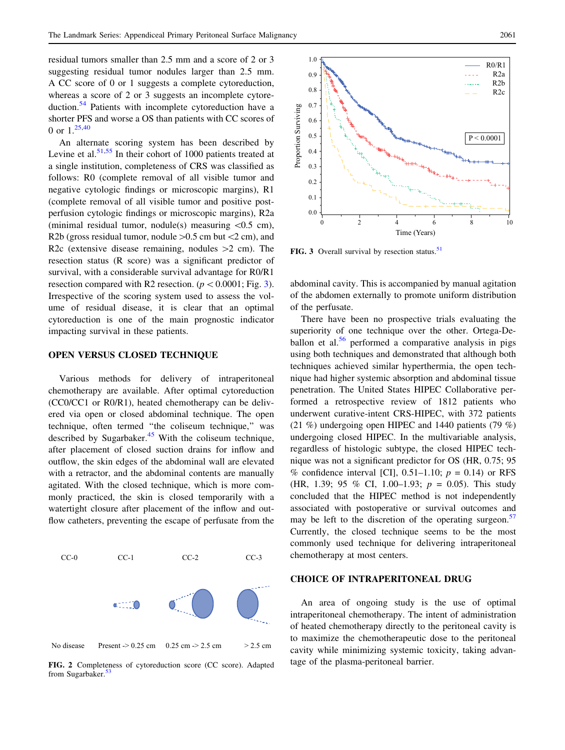residual tumors smaller than 2.5 mm and a score of 2 or 3 suggesting residual tumor nodules larger than 2.5 mm. A CC score of 0 or 1 suggests a complete cytoreduction, whereas a score of 2 or 3 suggests an incomplete cytoreduction.[54] Patients with incomplete cytoreduction have a shorter PFS and worse a OS than patients with CC scores of 0 or 1.[25,40]

An alternate scoring system has been described by Levine et al.[51,55] In their cohort of 1000 patients treated at a single institution, completeness of CRS was classified as follows: R0 (complete removal of all visible tumor and negative cytologic findings or microscopic margins), R1 (complete removal of all visible tumor and positive post-perfusion cytologic findings or microscopic margins), R2a (minimal residual tumor, nodule(s) measuring <0.5 cm), R2b (gross residual tumor, nodule >0.5 cm but <2 cm), and R2c (extensive disease remaining, nodules >2 cm). The resection status (R score) was a significant predictor of survival, with a considerable survival advantage for R0/R1 resection compared with R2 resection. ($p < 0.0001$; Fig. 3). Irrespective of the scoring system used to assess the volume of residual disease, it is clear that an optimal cytoreduction is one of the main prognostic indicator impacting survival in these patients.

FIG. 2 Completeness of cytoreduction score (CC score). Adapted from Sugarbaker.[53]

FIG. 3 Overall survival by resection status.[51]

## OPEN VERSUS CLOSED TECHNIQUE

Various methods for delivery of intraperitoneal chemotherapy are available. After optimal cytoreduction (CC0/CC1 or R0/R1), heated chemotherapy can be delivered via open or closed abdominal technique. The open technique, often termed "the coliseum technique," was described by Sugarbaker.[45] With the coliseum technique, after placement of closed suction drains for inflow and outflow, the skin edges of the abdominal wall are elevated with a retractor, and the abdominal contents are manually agitated. With the closed technique, which is more commonly practiced, the skin is closed temporarily with a watertight closure after placement of the inflow and outflow catheters, preventing the escape of perfusate from the abdominal cavity. This is accompanied by manual agitation of the abdomen externally to promote uniform distribution of the perfusate.

There have been no prospective trials evaluating the superiority of one technique over the other. Ortega-Deballon et al.[56] performed a comparative analysis in pigs using both techniques and demonstrated that although both techniques achieved similar hyperthermia, the open technique had higher systemic absorption and abdominal tissue penetration. The United States HIPEC Collaborative performed a retrospective review of 1812 patients who underwent curative-intent CRS-HIPEC, with 372 patients (21 %) undergoing open HIPEC and 1440 patients (79 %) undergoing closed HIPEC. In the multivariable analysis, regardless of histologic subtype, the closed HIPEC technique was not a significant predictor for OS (HR, 0.75; 95 % confidence interval [CI], 0.51–1.10; $p = 0.14$) or RFS (HR, 1.39; 95 % CI, 1.00–1.93; $p = 0.05$). This study concluded that the HIPEC method is not independently associated with postoperative or survival outcomes and may be left to the discretion of the operating surgeon.[57] Currently, the closed technique seems to be the most commonly used technique for delivering intraperitoneal chemotherapy at most centers.

## CHOICE OF INTRAPERITONEAL DRUG

An area of ongoing study is the use of optimal intraperitoneal chemotherapy. The intent of administration of heated chemotherapy directly to the peritoneal cavity is to maximize the chemotherapeutic dose to the peritoneal cavity while minimizing systemic toxicity, taking advantage of the plasma-peritoneal barrier.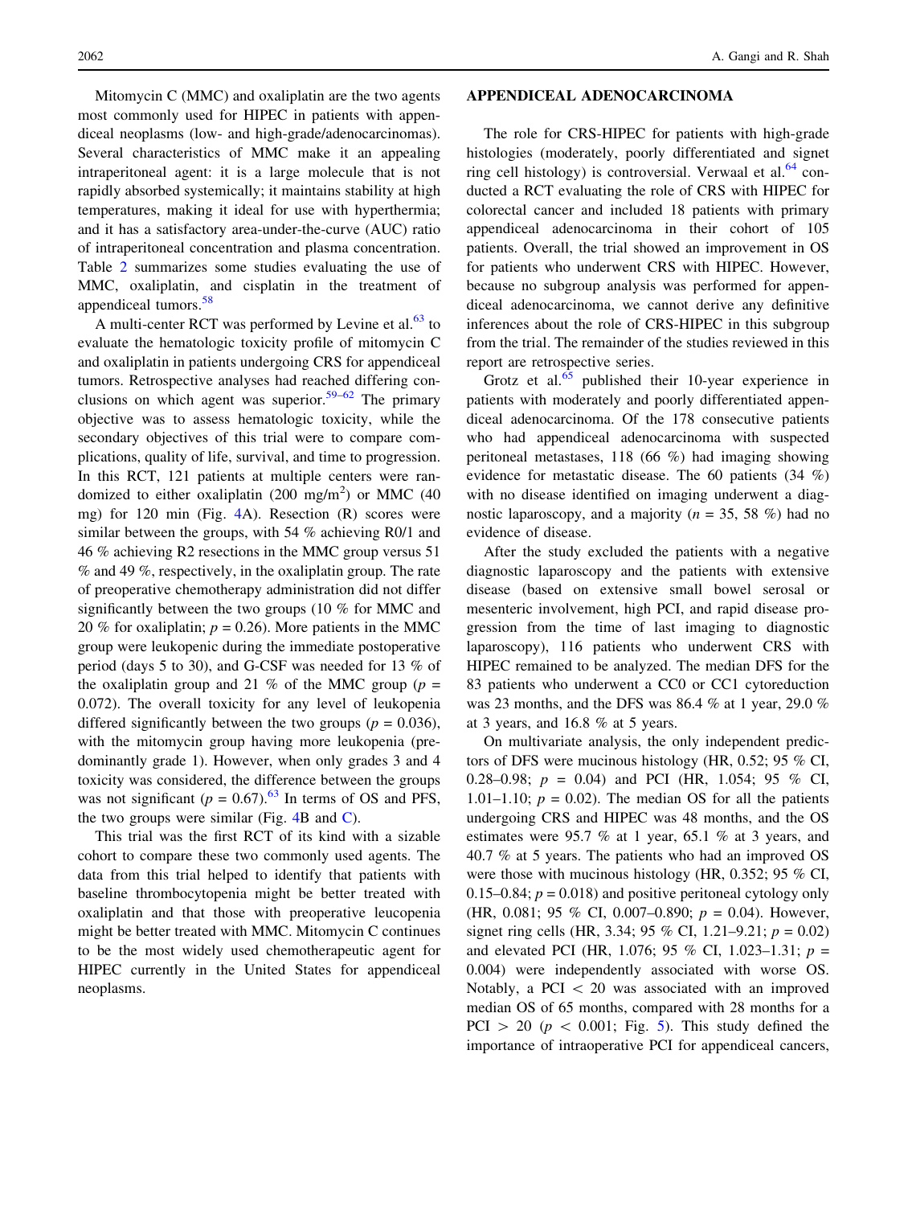Mitomycin C (MMC) and oxaliplatin are the two agents most commonly used for HIPEC in patients with appendiceal neoplasms (low- and high-grade/adenocarcinomas). Several characteristics of MMC make it an appealing intraperitoneal agent: it is a large molecule that is not rapidly absorbed systemically; it maintains stability at high temperatures, making it ideal for use with hyperthermia; and it has a satisfactory area-under-the-curve (AUC) ratio of intraperitoneal concentration and plasma concentration. Table 2 summarizes some studies evaluating the use of MMC, oxaliplatin, and cisplatin in the treatment of appendiceal tumors.[58]

A multi-center RCT was performed by Levine et al.[63] to evaluate the hematologic toxicity profile of mitomycin C and oxaliplatin in patients undergoing CRS for appendiceal tumors. Retrospective analyses had reached differing conclusions on which agent was superior.[59–62] The primary objective was to assess hematologic toxicity, while the secondary objectives of this trial were to compare complications, quality of life, survival, and time to progression. In this RCT, 121 patients at multiple centers were randomized to either oxaliplatin (200 mg/m$^2$) or MMC (40 mg) for 120 min (Fig. 4A). Resection (R) scores were similar between the groups, with 54 % achieving R0/1 and 46 % achieving R2 resections in the MMC group versus 51 % and 49 %, respectively, in the oxaliplatin group. The rate of preoperative chemotherapy administration did not differ significantly between the two groups (10 % for MMC and 20 % for oxaliplatin; $p = 0.26$). More patients in the MMC group were leukopenic during the immediate postoperative period (days 5 to 30), and G-CSF was needed for 13 % of the oxaliplatin group and 21 % of the MMC group ($p = 0.072$). The overall toxicity for any level of leukopenia differed significantly between the two groups ($p = 0.036$), with the mitomycin group having more leukopenia (predominantly grade 1). However, when only grades 3 and 4 toxicity was considered, the difference between the groups was not significant ($p = 0.67$).[63] In terms of OS and PFS, the two groups were similar (Fig. 4B and C).

This trial was the first RCT of its kind with a sizable cohort to compare these two commonly used agents. The data from this trial helped to identify that patients with baseline thrombocytopenia might be better treated with oxaliplatin and that those with preoperative leucopenia might be better treated with MMC. Mitomycin C continues to be the most widely used chemotherapeutic agent for HIPEC currently in the United States for appendiceal neoplasms.

## APPENDICEAL ADENOCARCINOMA

The role for CRS-HIPEC for patients with high-grade histologies (moderately, poorly differentiated and signet ring cell histology) is controversial. Verwaal et al.[64] conducted a RCT evaluating the role of CRS with HIPEC for colorectal cancer and included 18 patients with primary appendiceal adenocarcinoma in their cohort of 105 patients. Overall, the trial showed an improvement in OS for patients who underwent CRS with HIPEC. However, because no subgroup analysis was performed for appendiceal adenocarcinoma, we cannot derive any definitive inferences about the role of CRS-HIPEC in this subgroup from the trial. The remainder of the studies reviewed in this report are retrospective series.

Grotz et al.[65] published their 10-year experience in patients with moderately and poorly differentiated appendiceal adenocarcinoma. Of the 178 consecutive patients who had appendiceal adenocarcinoma with suspected peritoneal metastases, 118 (66 %) had imaging showing evidence for metastatic disease. The 60 patients (34 %) with no disease identified on imaging underwent a diagnostic laparoscopy, and a majority ($n = 35$, 58 %) had no evidence of disease.

After the study excluded the patients with a negative diagnostic laparoscopy and the patients with extensive disease (based on extensive small bowel serosal or mesenteric involvement, high PCI, and rapid disease progression from the time of last imaging to diagnostic laparoscopy), 116 patients who underwent CRS with HIPEC remained to be analyzed. The median DFS for the 83 patients who underwent a CC0 or CC1 cytoreduction was 23 months, and the DFS was 86.4 % at 1 year, 29.0 % at 3 years, and 16.8 % at 5 years.

On multivariate analysis, the only independent predictors of DFS were mucinous histology (HR, 0.52; 95 % CI, 0.28–0.98; $p = 0.04$) and PCI (HR, 1.054; 95 % CI, 1.01–1.10; $p = 0.02$). The median OS for all the patients undergoing CRS and HIPEC was 48 months, and the OS estimates were 95.7 % at 1 year, 65.1 % at 3 years, and 40.7 % at 5 years. The patients who had an improved OS were those with mucinous histology (HR, 0.352; 95 % CI, 0.15–0.84; $p = 0.018$) and positive peritoneal cytology only (HR, 0.081; 95 % CI, 0.007–0.890; $p = 0.04$). However, signet ring cells (HR, 3.34; 95 % CI, 1.21–9.21; $p = 0.02$) and elevated PCI (HR, 1.076; 95 % CI, 1.023–1.31; $p = 0.004$) were independently associated with worse OS. Notably, a PCI $< 20$ was associated with an improved median OS of 65 months, compared with 28 months for a PCI $> 20$ ($p < 0.001$; Fig. 5). This study defined the importance of intraoperative PCI for appendiceal cancers,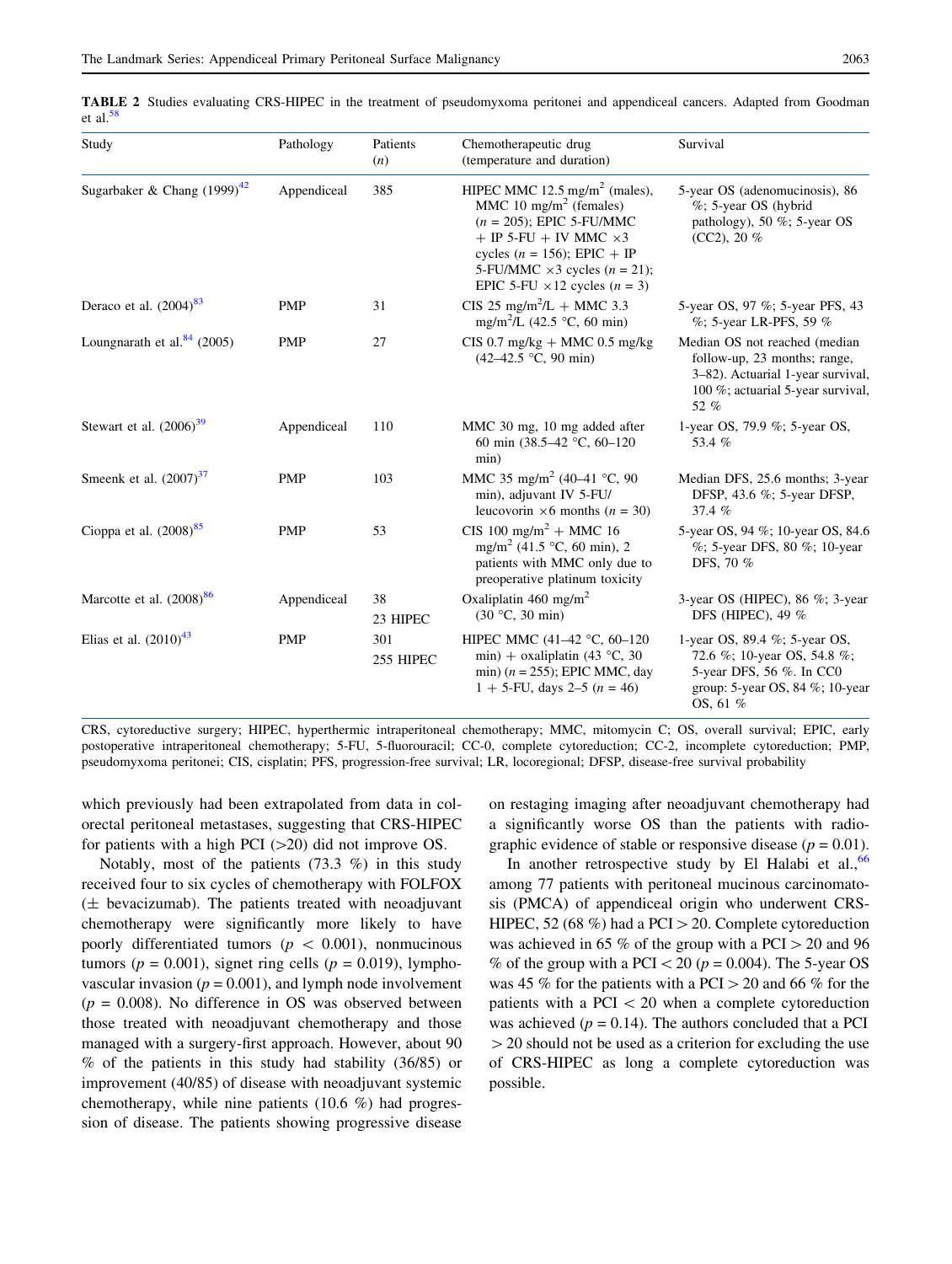**TABLE 2** Studies evaluating CRS-HIPEC in the treatment of pseudomyxoma peritonei and appendiceal cancers. Adapted from Goodman et al.[58]

| Study | Pathology | Patients ($n$) | Chemotherapeutic drug (temperature and duration) | Survival |
|---|---|---|---|---|
| Sugarbaker & Chang (1999)[42] | Appendiceal | 385 | HIPEC MMC 12.5 mg/m$^2$ (males), MMC 10 mg/m$^2$ (females) ($n$ = 205); EPIC 5-FU/MMC + IP 5-FU + IV MMC ×3 cycles ($n$ = 156); EPIC + IP 5-FU/MMC ×3 cycles ($n$ = 21); EPIC 5-FU ×12 cycles ($n$ = 3) | 5-year OS (adenomucinosis), 86 %; 5-year OS (hybrid pathology), 50 %; 5-year OS (CC2), 20 % |
| Deraco et al. (2004)[83] | PMP | 31 | CIS 25 mg/m$^2$/L + MMC 3.3 mg/m$^2$/L (42.5 °C, 60 min) | 5-year OS, 97 %; 5-year PFS, 43 %; 5-year LR-PFS, 59 % |
| Loungnarath et al.[84] (2005) | PMP | 27 | CIS 0.7 mg/kg + MMC 0.5 mg/kg (42–42.5 °C, 90 min) | Median OS not reached (median follow-up, 23 months; range, 3–82). Actuarial 1-year survival, 100 %; actuarial 5-year survival, 52 % |
| Stewart et al. (2006)[39] | Appendiceal | 110 | MMC 30 mg, 10 mg added after 60 min (38.5–42 °C, 60–120 min) | 1-year OS, 79.9 %; 5-year OS, 53.4 % |
| Smeenk et al. (2007)[37] | PMP | 103 | MMC 35 mg/m$^2$ (40–41 °C, 90 min), adjuvant IV 5-FU/leucovorin ×6 months ($n$ = 30) | Median DFS, 25.6 months; 3-year DFSP, 43.6 %; 5-year DFSP, 37.4 % |
| Cioppa et al. (2008)[85] | PMP | 53 | CIS 100 mg/m$^2$ + MMC 16 mg/m$^2$ (41.5 °C, 60 min), 2 patients with MMC only due to preoperative platinum toxicity | 5-year OS, 94 %; 10-year OS, 84.6 %; 5-year DFS, 80 %; 10-year DFS, 70 % |
| Marcotte et al. (2008)[86] | Appendiceal | 38<br>23 HIPEC | Oxaliplatin 460 mg/m$^2$ (30 °C, 30 min) | 3-year OS (HIPEC), 86 %; 3-year DFS (HIPEC), 49 % |
| Elias et al. (2010)[43] | PMP | 301<br>255 HIPEC | HIPEC MMC (41–42 °C, 60–120 min) + oxaliplatin (43 °C, 30 min) ($n$ = 255); EPIC MMC, day 1 + 5-FU, days 2–5 ($n$ = 46) | 1-year OS, 89.4 %; 5-year OS, 72.6 %; 10-year OS, 54.8 %; 5-year DFS, 56 %. In CC0 group: 5-year OS, 84 %; 10-year OS, 61 % |

CRS, cytoreductive surgery; HIPEC, hyperthermic intraperitoneal chemotherapy; MMC, mitomycin C; OS, overall survival; EPIC, early postoperative intraperitoneal chemotherapy; 5-FU, 5-fluorouracil; CC-0, complete cytoreduction; CC-2, incomplete cytoreduction; PMP, pseudomyxoma peritonei; CIS, cisplatin; PFS, progression-free survival; LR, locoregional; DFSP, disease-free survival probability

which previously had been extrapolated from data in colorectal peritoneal metastases, suggesting that CRS-HIPEC for patients with a high PCI (>20) did not improve OS.

Notably, most of the patients (73.3 %) in this study received four to six cycles of chemotherapy with FOLFOX (± bevacizumab). The patients treated with neoadjuvant chemotherapy were significantly more likely to have poorly differentiated tumors ($p < 0.001$), nonmucinous tumors ($p = 0.001$), signet ring cells ($p = 0.019$), lymphovascular invasion ($p = 0.001$), and lymph node involvement ($p = 0.008$). No difference in OS was observed between those treated with neoadjuvant chemotherapy and those managed with a surgery-first approach. However, about 90 % of the patients in this study had stability (36/85) or improvement (40/85) of disease with neoadjuvant systemic chemotherapy, while nine patients (10.6 %) had progression of disease. The patients showing progressive disease on restaging imaging after neoadjuvant chemotherapy had a significantly worse OS than the patients with radiographic evidence of stable or responsive disease ($p = 0.01$).

In another retrospective study by El Halabi et al.,[66] among 77 patients with peritoneal mucinous carcinomatosis (PMCA) of appendiceal origin who underwent CRS-HIPEC, 52 (68 %) had a PCI > 20. Complete cytoreduction was achieved in 65 % of the group with a PCI > 20 and 96 % of the group with a PCI < 20 ($p = 0.004$). The 5-year OS was 45 % for the patients with a PCI > 20 and 66 % for the patients with a PCI < 20 when a complete cytoreduction was achieved ($p = 0.14$). The authors concluded that a PCI > 20 should not be used as a criterion for excluding the use of CRS-HIPEC as long a complete cytoreduction was possible.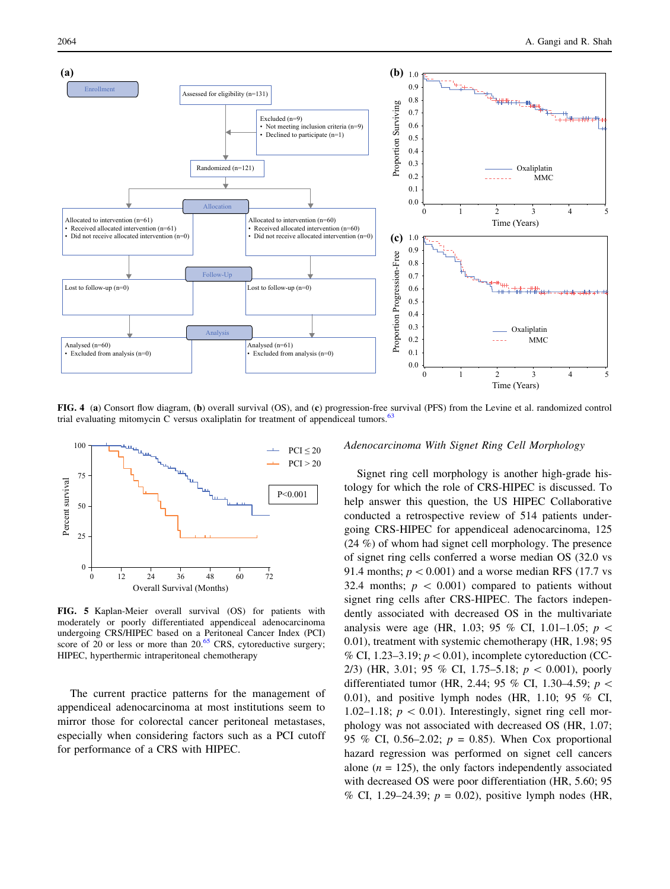FIG. 4 (a) Consort flow diagram, (b) overall survival (OS), and (c) progression-free survival (PFS) from the Levine et al. randomized control trial evaluating mitomycin C versus oxaliplatin for treatment of appendiceal tumors.[63]

FIG. 5 Kaplan-Meier overall survival (OS) for patients with moderately or poorly differentiated appendiceal adenocarcinoma undergoing CRS/HIPEC based on a Peritoneal Cancer Index (PCI) score of 20 or less or more than 20.[65] CRS, cytoreductive surgery; HIPEC, hyperthermic intraperitoneal chemotherapy

The current practice patterns for the management of appendiceal adenocarcinoma at most institutions seem to mirror those for colorectal cancer peritoneal metastases, especially when considering factors such as a PCI cutoff for performance of a CRS with HIPEC.

*Adenocarcinoma With Signet Ring Cell Morphology*

Signet ring cell morphology is another high-grade histology for which the role of CRS-HIPEC is discussed. To help answer this question, the US HIPEC Collaborative conducted a retrospective review of 514 patients undergoing CRS-HIPEC for appendiceal adenocarcinoma, 125 (24 %) of whom had signet cell morphology. The presence of signet ring cells conferred a worse median OS (32.0 vs 91.4 months; $p < 0.001$) and a worse median RFS (17.7 vs 32.4 months; $p < 0.001$) compared to patients without signet ring cells after CRS-HIPEC. The factors independently associated with decreased OS in the multivariate analysis were age (HR, 1.03; 95 % CI, 1.01–1.05; $p < 0.01$), treatment with systemic chemotherapy (HR, 1.98; 95 % CI, 1.23–3.19; $p < 0.01$), incomplete cytoreduction (CC-2/3) (HR, 3.01; 95 % CI, 1.75–5.18; $p < 0.001$), poorly differentiated tumor (HR, 2.44; 95 % CI, 1.30–4.59; $p < 0.01$), and positive lymph nodes (HR, 1.10; 95 % CI, 1.02–1.18; $p < 0.01$). Interestingly, signet ring cell morphology was not associated with decreased OS (HR, 1.07; 95 % CI, 0.56–2.02; $p = 0.85$). When Cox proportional hazard regression was performed on signet cell cancers alone ($n = 125$), the only factors independently associated with decreased OS were poor differentiation (HR, 5.60; 95 % CI, 1.29–24.39; $p = 0.02$), positive lymph nodes (HR,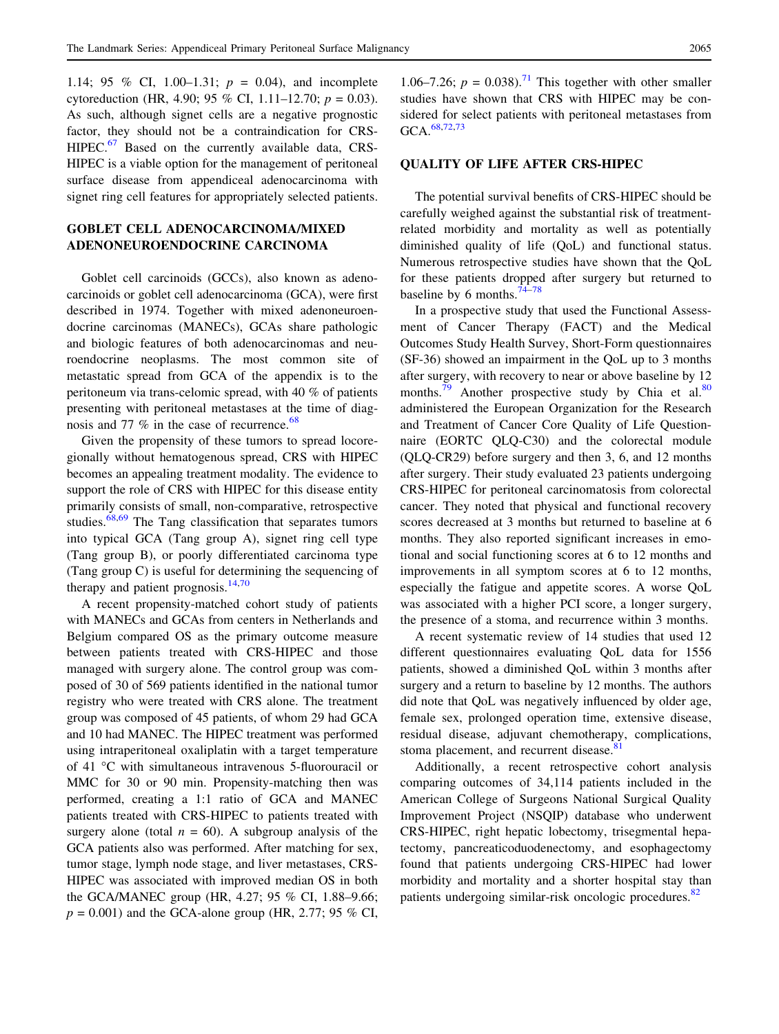1.14; 95 % CI, 1.00–1.31; $p = 0.04$), and incomplete cytoreduction (HR, 4.90; 95 % CI, 1.11–12.70; $p = 0.03$). As such, although signet cells are a negative prognostic factor, they should not be a contraindication for CRS-HIPEC.[67] Based on the currently available data, CRS-HIPEC is a viable option for the management of peritoneal surface disease from appendiceal adenocarcinoma with signet ring cell features for appropriately selected patients.

## GOBLET CELL ADENOCARCINOMA/MIXED ADENONEUROENDOCRINE CARCINOMA

Goblet cell carcinoids (GCCs), also known as adenocarcinoids or goblet cell adenocarcinoma (GCA), were first described in 1974. Together with mixed adenoneuroendocrine carcinomas (MANECs), GCAs share pathologic and biologic features of both adenocarcinomas and neuroendocrine neoplasms. The most common site of metastatic spread from GCA of the appendix is to the peritoneum via trans-celomic spread, with 40 % of patients presenting with peritoneal metastases at the time of diagnosis and 77 % in the case of recurrence.[68]

Given the propensity of these tumors to spread locoregionally without hematogenous spread, CRS with HIPEC becomes an appealing treatment modality. The evidence to support the role of CRS with HIPEC for this disease entity primarily consists of small, non-comparative, retrospective studies.[68,69] The Tang classification that separates tumors into typical GCA (Tang group A), signet ring cell type (Tang group B), or poorly differentiated carcinoma type (Tang group C) is useful for determining the sequencing of therapy and patient prognosis.[14,70]

A recent propensity-matched cohort study of patients with MANECs and GCAs from centers in Netherlands and Belgium compared OS as the primary outcome measure between patients treated with CRS-HIPEC and those managed with surgery alone. The control group was composed of 30 of 569 patients identified in the national tumor registry who were treated with CRS alone. The treatment group was composed of 45 patients, of whom 29 had GCA and 10 had MANEC. The HIPEC treatment was performed using intraperitoneal oxaliplatin with a target temperature of 41 °C with simultaneous intravenous 5-fluorouracil or MMC for 30 or 90 min. Propensity-matching then was performed, creating a 1:1 ratio of GCA and MANEC patients treated with CRS-HIPEC to patients treated with surgery alone (total $n = 60$). A subgroup analysis of the GCA patients also was performed. After matching for sex, tumor stage, lymph node stage, and liver metastases, CRS-HIPEC was associated with improved median OS in both the GCA/MANEC group (HR, 4.27; 95 % CI, 1.88–9.66; $p = 0.001$) and the GCA-alone group (HR, 2.77; 95 % CI, 1.06–7.26; $p = 0.038$).[71] This together with other smaller studies have shown that CRS with HIPEC may be considered for select patients with peritoneal metastases from GCA.[68,72,73]

## QUALITY OF LIFE AFTER CRS-HIPEC

The potential survival benefits of CRS-HIPEC should be carefully weighed against the substantial risk of treatment-related morbidity and mortality as well as potentially diminished quality of life (QoL) and functional status. Numerous retrospective studies have shown that the QoL for these patients dropped after surgery but returned to baseline by 6 months.[74–78]

In a prospective study that used the Functional Assessment of Cancer Therapy (FACT) and the Medical Outcomes Study Health Survey, Short-Form questionnaires (SF-36) showed an impairment in the QoL up to 3 months after surgery, with recovery to near or above baseline by 12 months.[79] Another prospective study by Chia et al.[80] administered the European Organization for the Research and Treatment of Cancer Core Quality of Life Questionnaire (EORTC QLQ-C30) and the colorectal module (QLQ-CR29) before surgery and then 3, 6, and 12 months after surgery. Their study evaluated 23 patients undergoing CRS-HIPEC for peritoneal carcinomatosis from colorectal cancer. They noted that physical and functional recovery scores decreased at 3 months but returned to baseline at 6 months. They also reported significant increases in emotional and social functioning scores at 6 to 12 months and improvements in all symptom scores at 6 to 12 months, especially the fatigue and appetite scores. A worse QoL was associated with a higher PCI score, a longer surgery, the presence of a stoma, and recurrence within 3 months.

A recent systematic review of 14 studies that used 12 different questionnaires evaluating QoL data for 1556 patients, showed a diminished QoL within 3 months after surgery and a return to baseline by 12 months. The authors did note that QoL was negatively influenced by older age, female sex, prolonged operation time, extensive disease, residual disease, adjuvant chemotherapy, complications, stoma placement, and recurrent disease.[81]

Additionally, a recent retrospective cohort analysis comparing outcomes of 34,114 patients included in the American College of Surgeons National Surgical Quality Improvement Project (NSQIP) database who underwent CRS-HIPEC, right hepatic lobectomy, trisegmental hepatectomy, pancreaticoduodenectomy, and esophagectomy found that patients undergoing CRS-HIPEC had lower morbidity and mortality and a shorter hospital stay than patients undergoing similar-risk oncologic procedures.[82]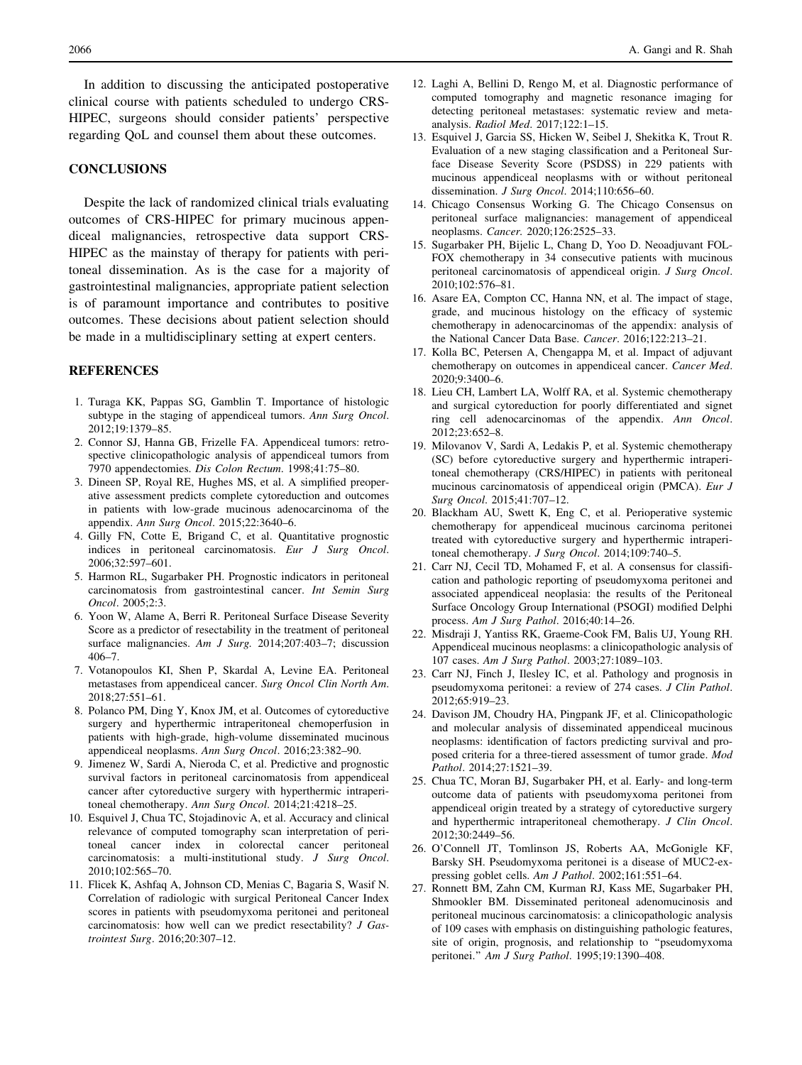In addition to discussing the anticipated postoperative clinical course with patients scheduled to undergo CRS-HIPEC, surgeons should consider patients' perspective regarding QoL and counsel them about these outcomes.

## CONCLUSIONS

Despite the lack of randomized clinical trials evaluating outcomes of CRS-HIPEC for primary mucinous appendiceal malignancies, retrospective data support CRS-HIPEC as the mainstay of therapy for patients with peritoneal dissemination. As is the case for a majority of gastrointestinal malignancies, appropriate patient selection is of paramount importance and contributes to positive outcomes. These decisions about patient selection should be made in a multidisciplinary setting at expert centers.

## REFERENCES

1. Turaga KK, Pappas SG, Gamblin T. Importance of histologic subtype in the staging of appendiceal tumors. *Ann Surg Oncol*. 2012;19:1379–85.
2. Connor SJ, Hanna GB, Frizelle FA. Appendiceal tumors: retrospective clinicopathologic analysis of appendiceal tumors from 7970 appendectomies. *Dis Colon Rectum*. 1998;41:75–80.
3. Dineen SP, Royal RE, Hughes MS, et al. A simplified preoperative assessment predicts complete cytoreduction and outcomes in patients with low-grade mucinous adenocarcinoma of the appendix. *Ann Surg Oncol*. 2015;22:3640–6.
4. Gilly FN, Cotte E, Brigand C, et al. Quantitative prognostic indices in peritoneal carcinomatosis. *Eur J Surg Oncol*. 2006;32:597–601.
5. Harmon RL, Sugarbaker PH. Prognostic indicators in peritoneal carcinomatosis from gastrointestinal cancer. *Int Semin Surg Oncol*. 2005;2:3.
6. Yoon W, Alame A, Berri R. Peritoneal Surface Disease Severity Score as a predictor of resectability in the treatment of peritoneal surface malignancies. *Am J Surg*. 2014;207:403–7; discussion 406–7.
7. Votanopoulos KI, Shen P, Skardal A, Levine EA. Peritoneal metastases from appendiceal cancer. *Surg Oncol Clin North Am*. 2018;27:551–61.
8. Polanco PM, Ding Y, Knox JM, et al. Outcomes of cytoreductive surgery and hyperthermic intraperitoneal chemoperfusion in patients with high-grade, high-volume disseminated mucinous appendiceal neoplasms. *Ann Surg Oncol*. 2016;23:382–90.
9. Jimenez W, Sardi A, Nieroda C, et al. Predictive and prognostic survival factors in peritoneal carcinomatosis from appendiceal cancer after cytoreductive surgery with hyperthermic intraperitoneal chemotherapy. *Ann Surg Oncol*. 2014;21:4218–25.
10. Esquivel J, Chua TC, Stojadinovic A, et al. Accuracy and clinical relevance of computed tomography scan interpretation of peritoneal cancer index in colorectal cancer peritoneal carcinomatosis: a multi-institutional study. *J Surg Oncol*. 2010;102:565–70.
11. Flicek K, Ashfaq A, Johnson CD, Menias C, Bagaria S, Wasif N. Correlation of radiologic with surgical Peritoneal Cancer Index scores in patients with pseudomyxoma peritonei and peritoneal carcinomatosis: how well can we predict resectability? *J Gastrointest Surg*. 2016;20:307–12.
12. Laghi A, Bellini D, Rengo M, et al. Diagnostic performance of computed tomography and magnetic resonance imaging for detecting peritoneal metastases: systematic review and meta-analysis. *Radiol Med*. 2017;122:1–15.
13. Esquivel J, Garcia SS, Hicken W, Seibel J, Shekitka K, Trout R. Evaluation of a new staging classification and a Peritoneal Surface Disease Severity Score (PSDSS) in 229 patients with mucinous appendiceal neoplasms with or without peritoneal dissemination. *J Surg Oncol*. 2014;110:656–60.
14. Chicago Consensus Working G. The Chicago Consensus on peritoneal surface malignancies: management of appendiceal neoplasms. *Cancer*. 2020;126:2525–33.
15. Sugarbaker PH, Bijelic L, Chang D, Yoo D. Neoadjuvant FOLFOX chemotherapy in 34 consecutive patients with mucinous peritoneal carcinomatosis of appendiceal origin. *J Surg Oncol*. 2010;102:576–81.
16. Asare EA, Compton CC, Hanna NN, et al. The impact of stage, grade, and mucinous histology on the efficacy of systemic chemotherapy in adenocarcinomas of the appendix: analysis of the National Cancer Data Base. *Cancer*. 2016;122:213–21.
17. Kolla BC, Petersen A, Chengappa M, et al. Impact of adjuvant chemotherapy on outcomes in appendiceal cancer. *Cancer Med*. 2020;9:3400–6.
18. Lieu CH, Lambert LA, Wolff RA, et al. Systemic chemotherapy and surgical cytoreduction for poorly differentiated and signet ring cell adenocarcinomas of the appendix. *Ann Oncol*. 2012;23:652–8.
19. Milovanov V, Sardi A, Ledakis P, et al. Systemic chemotherapy (SC) before cytoreductive surgery and hyperthermic intraperitoneal chemotherapy (CRS/HIPEC) in patients with peritoneal mucinous carcinomatosis of appendiceal origin (PMCA). *Eur J Surg Oncol*. 2015;41:707–12.
20. Blackham AU, Swett K, Eng C, et al. Perioperative systemic chemotherapy for appendiceal mucinous carcinoma peritonei treated with cytoreductive surgery and hyperthermic intraperitoneal chemotherapy. *J Surg Oncol*. 2014;109:740–5.
21. Carr NJ, Cecil TD, Mohamed F, et al. A consensus for classification and pathologic reporting of pseudomyxoma peritonei and associated appendiceal neoplasia: the results of the Peritoneal Surface Oncology Group International (PSOGI) modified Delphi process. *Am J Surg Pathol*. 2016;40:14–26.
22. Misdraji J, Yantiss RK, Graeme-Cook FM, Balis UJ, Young RH. Appendiceal mucinous neoplasms: a clinicopathologic analysis of 107 cases. *Am J Surg Pathol*. 2003;27:1089–103.
23. Carr NJ, Finch J, Ilesley IC, et al. Pathology and prognosis in pseudomyxoma peritonei: a review of 274 cases. *J Clin Pathol*. 2012;65:919–23.
24. Davison JM, Choudry HA, Pingpank JF, et al. Clinicopathologic and molecular analysis of disseminated appendiceal mucinous neoplasms: identification of factors predicting survival and proposed criteria for a three-tiered assessment of tumor grade. *Mod Pathol*. 2014;27:1521–39.
25. Chua TC, Moran BJ, Sugarbaker PH, et al. Early- and long-term outcome data of patients with pseudomyxoma peritonei from appendiceal origin treated by a strategy of cytoreductive surgery and hyperthermic intraperitoneal chemotherapy. *J Clin Oncol*. 2012;30:2449–56.
26. O'Connell JT, Tomlinson JS, Roberts AA, McGonigle KF, Barsky SH. Pseudomyxoma peritonei is a disease of MUC2-expressing goblet cells. *Am J Pathol*. 2002;161:551–64.
27. Ronnett BM, Zahn CM, Kurman RJ, Kass ME, Sugarbaker PH, Shmookler BM. Disseminated peritoneal adenomucinosis and peritoneal mucinous carcinomatosis: a clinicopathologic analysis of 109 cases with emphasis on distinguishing pathologic features, site of origin, prognosis, and relationship to "pseudomyxoma peritonei." *Am J Surg Pathol*. 1995;19:1390–408.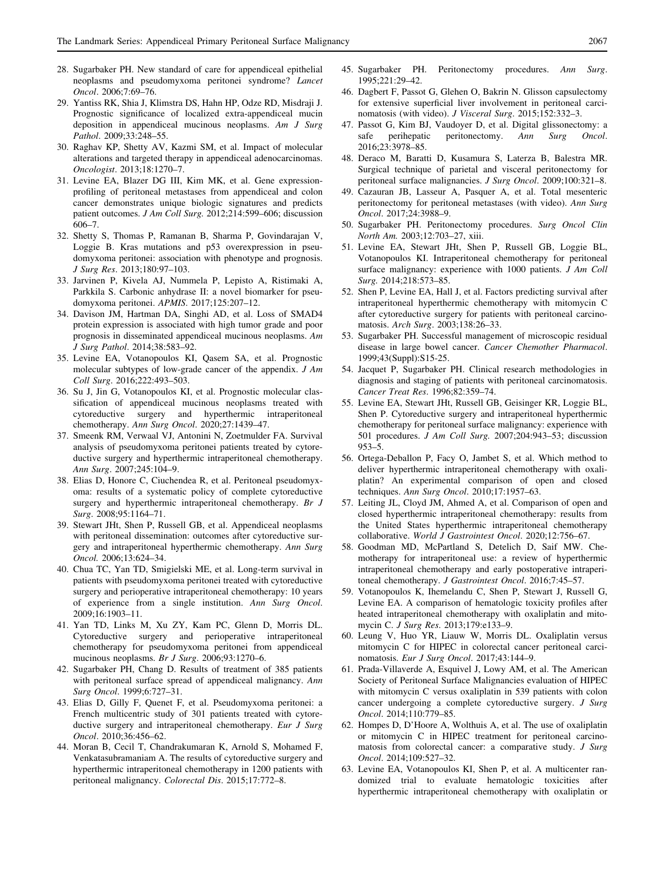28. Sugarbaker PH. New standard of care for appendiceal epithelial neoplasms and pseudomyxoma peritonei syndrome? *Lancet Oncol*. 2006;7:69–76.
29. Yantiss RK, Shia J, Klimstra DS, Hahn HP, Odze RD, Misdraji J. Prognostic significance of localized extra-appendiceal mucin deposition in appendiceal mucinous neoplasms. *Am J Surg Pathol*. 2009;33:248–55.
30. Raghav KP, Shetty AV, Kazmi SM, et al. Impact of molecular alterations and targeted therapy in appendiceal adenocarcinomas. *Oncologist*. 2013;18:1270–7.
31. Levine EA, Blazer DG III, Kim MK, et al. Gene expression-profiling of peritoneal metastases from appendiceal and colon cancer demonstrates unique biologic signatures and predicts patient outcomes. *J Am Coll Surg.* 2012;214:599–606; discussion 606–7.
32. Shetty S, Thomas P, Ramanan B, Sharma P, Govindarajan V, Loggie B. Kras mutations and p53 overexpression in pseudomyxoma peritonei: association with phenotype and prognosis. *J Surg Res*. 2013;180:97–103.
33. Jarvinen P, Kivela AJ, Nummela P, Lepisto A, Ristimaki A, Parkkila S. Carbonic anhydrase II: a novel biomarker for pseudomyxoma peritonei. *APMIS*. 2017;125:207–12.
34. Davison JM, Hartman DA, Singhi AD, et al. Loss of SMAD4 protein expression is associated with high tumor grade and poor prognosis in disseminated appendiceal mucinous neoplasms. *Am J Surg Pathol*. 2014;38:583–92.
35. Levine EA, Votanopoulos KI, Qasem SA, et al. Prognostic molecular subtypes of low-grade cancer of the appendix. *J Am Coll Surg*. 2016;222:493–503.
36. Su J, Jin G, Votanopoulos KI, et al. Prognostic molecular classification of appendiceal mucinous neoplasms treated with cytoreductive surgery and hyperthermic intraperitoneal chemotherapy. *Ann Surg Oncol*. 2020;27:1439–47.
37. Smeenk RM, Verwaal VJ, Antonini N, Zoetmulder FA. Survival analysis of pseudomyxoma peritonei patients treated by cytoreductive surgery and hyperthermic intraperitoneal chemotherapy. *Ann Surg*. 2007;245:104–9.
38. Elias D, Honore C, Ciuchendea R, et al. Peritoneal pseudomyxoma: results of a systematic policy of complete cytoreductive surgery and hyperthermic intraperitoneal chemotherapy. *Br J Surg*. 2008;95:1164–71.
39. Stewart JHt, Shen P, Russell GB, et al. Appendiceal neoplasms with peritoneal dissemination: outcomes after cytoreductive surgery and intraperitoneal hyperthermic chemotherapy. *Ann Surg Oncol.* 2006;13:624–34.
40. Chua TC, Yan TD, Smigielski ME, et al. Long-term survival in patients with pseudomyxoma peritonei treated with cytoreductive surgery and perioperative intraperitoneal chemotherapy: 10 years of experience from a single institution. *Ann Surg Oncol*. 2009;16:1903–11.
41. Yan TD, Links M, Xu ZY, Kam PC, Glenn D, Morris DL. Cytoreductive surgery and perioperative intraperitoneal chemotherapy for pseudomyxoma peritonei from appendiceal mucinous neoplasms. *Br J Surg*. 2006;93:1270–6.
42. Sugarbaker PH, Chang D. Results of treatment of 385 patients with peritoneal surface spread of appendiceal malignancy. *Ann Surg Oncol*. 1999;6:727–31.
43. Elias D, Gilly F, Quenet F, et al. Pseudomyxoma peritonei: a French multicentric study of 301 patients treated with cytoreductive surgery and intraperitoneal chemotherapy. *Eur J Surg Oncol*. 2010;36:456–62.
44. Moran B, Cecil T, Chandrakumaran K, Arnold S, Mohamed F, Venkatasubramaniam A. The results of cytoreductive surgery and hyperthermic intraperitoneal chemotherapy in 1200 patients with peritoneal malignancy. *Colorectal Dis*. 2015;17:772–8.
45. Sugarbaker PH. Peritonectomy procedures. *Ann Surg*. 1995;221:29–42.
46. Dagbert F, Passot G, Glehen O, Bakrin N. Glisson capsulectomy for extensive superficial liver involvement in peritoneal carcinomatosis (with video). *J Visceral Surg*. 2015;152:332–3.
47. Passot G, Kim BJ, Vaudoyer D, et al. Digital glissonectomy: a safe perihepatic peritonectomy. *Ann Surg Oncol*. 2016;23:3978–85.
48. Deraco M, Baratti D, Kusamura S, Laterza B, Balestra MR. Surgical technique of parietal and visceral peritonectomy for peritoneal surface malignancies. *J Surg Oncol*. 2009;100:321–8.
49. Cazauran JB, Lasseur A, Pasquer A, et al. Total mesenteric peritonectomy for peritoneal metastases (with video). *Ann Surg Oncol*. 2017;24:3988–9.
50. Sugarbaker PH. Peritonectomy procedures. *Surg Oncol Clin North Am.* 2003;12:703–27, xiii.
51. Levine EA, Stewart JHt, Shen P, Russell GB, Loggie BL, Votanopoulos KI. Intraperitoneal chemotherapy for peritoneal surface malignancy: experience with 1000 patients. *J Am Coll Surg.* 2014;218:573–85.
52. Shen P, Levine EA, Hall J, et al. Factors predicting survival after intraperitoneal hyperthermic chemotherapy with mitomycin C after cytoreductive surgery for patients with peritoneal carcinomatosis. *Arch Surg*. 2003;138:26–33.
53. Sugarbaker PH. Successful management of microscopic residual disease in large bowel cancer. *Cancer Chemother Pharmacol*. 1999;43(Suppl):S15-25.
54. Jacquet P, Sugarbaker PH. Clinical research methodologies in diagnosis and staging of patients with peritoneal carcinomatosis. *Cancer Treat Res*. 1996;82:359–74.
55. Levine EA, Stewart JHt, Russell GB, Geisinger KR, Loggie BL, Shen P. Cytoreductive surgery and intraperitoneal hyperthermic chemotherapy for peritoneal surface malignancy: experience with 501 procedures. *J Am Coll Surg.* 2007;204:943–53; discussion 953–5.
56. Ortega-Deballon P, Facy O, Jambet S, et al. Which method to deliver hyperthermic intraperitoneal chemotherapy with oxaliplatin? An experimental comparison of open and closed techniques. *Ann Surg Oncol*. 2010;17:1957–63.
57. Leiting JL, Cloyd JM, Ahmed A, et al. Comparison of open and closed hyperthermic intraperitoneal chemotherapy: results from the United States hyperthermic intraperitoneal chemotherapy collaborative. *World J Gastrointest Oncol*. 2020;12:756–67.
58. Goodman MD, McPartland S, Detelich D, Saif MW. Chemotherapy for intraperitoneal use: a review of hyperthermic intraperitoneal chemotherapy and early postoperative intraperitoneal chemotherapy. *J Gastrointest Oncol*. 2016;7:45–57.
59. Votanopoulos K, Ihemelandu C, Shen P, Stewart J, Russell G, Levine EA. A comparison of hematologic toxicity profiles after heated intraperitoneal chemotherapy with oxaliplatin and mitomycin C. *J Surg Res*. 2013;179:e133–9.
60. Leung V, Huo YR, Liauw W, Morris DL. Oxaliplatin versus mitomycin C for HIPEC in colorectal cancer peritoneal carcinomatosis. *Eur J Surg Oncol*. 2017;43:144–9.
61. Prada-Villaverde A, Esquivel J, Lowy AM, et al. The American Society of Peritoneal Surface Malignancies evaluation of HIPEC with mitomycin C versus oxaliplatin in 539 patients with colon cancer undergoing a complete cytoreductive surgery. *J Surg Oncol*. 2014;110:779–85.
62. Hompes D, D'Hoore A, Wolthuis A, et al. The use of oxaliplatin or mitomycin C in HIPEC treatment for peritoneal carcinomatosis from colorectal cancer: a comparative study. *J Surg Oncol*. 2014;109:527–32.
63. Levine EA, Votanopoulos KI, Shen P, et al. A multicenter randomized trial to evaluate hematologic toxicities after hyperthermic intraperitoneal chemotherapy with oxaliplatin or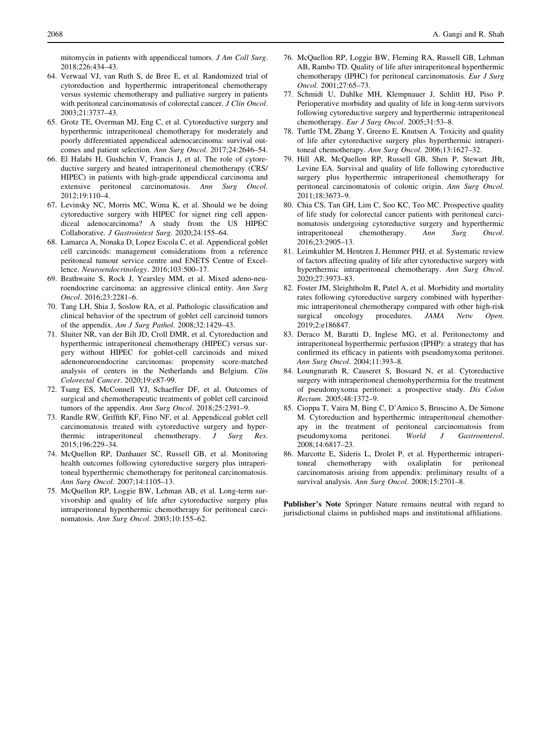mitomycin in patients with appendiceal tumors. *J Am Coll Surg*. 2018;226:434–43.

64. Verwaal VJ, van Ruth S, de Bree E, et al. Randomized trial of cytoreduction and hyperthermic intraperitoneal chemotherapy versus systemic chemotherapy and palliative surgery in patients with peritoneal carcinomatosis of colorectal cancer. *J Clin Oncol*. 2003;21:3737–43.
65. Grotz TE, Overman MJ, Eng C, et al. Cytoreductive surgery and hyperthermic intraperitoneal chemotherapy for moderately and poorly differentiated appendiceal adenocarcinoma: survival outcomes and patient selection. *Ann Surg Oncol*. 2017;24:2646–54.
66. El Halabi H, Gushchin V, Francis J, et al. The role of cytoreductive surgery and heated intraperitoneal chemotherapy (CRS/HIPEC) in patients with high-grade appendiceal carcinoma and extensive peritoneal carcinomatosis. *Ann Surg Oncol*. 2012;19:110–4.
67. Levinsky NC, Morris MC, Wima K, et al. Should we be doing cytoreductive surgery with HIPEC for signet ring cell appendiceal adenocarcinoma? A study from the US HIPEC Collaborative. *J Gastrointest Surg*. 2020;24:155–64.
68. Lamarca A, Nonaka D, Lopez Escola C, et al. Appendiceal goblet cell carcinoids: management considerations from a reference peritoneal tumour service centre and ENETS Centre of Excellence. *Neuroendocrinology*. 2016;103:500–17.
69. Brathwaite S, Rock J, Yearsley MM, et al. Mixed adeno-neuroendocrine carcinoma: an aggressive clinical entity. *Ann Surg Oncol*. 2016;23:2281–6.
70. Tang LH, Shia J, Soslow RA, et al. Pathologic classification and clinical behavior of the spectrum of goblet cell carcinoid tumors of the appendix. *Am J Surg Pathol*. 2008;32:1429–43.
71. Sluiter NR, van der Bilt JD, Croll DMR, et al. Cytoreduction and hyperthermic intraperitoneal chemotherapy (HIPEC) versus surgery without HIPEC for goblet-cell carcinoids and mixed adenoneuroendocrine carcinomas: propensity score-matched analysis of centers in the Netherlands and Belgium. *Clin Colorectal Cancer*. 2020;19:e87-99.
72. Tsang ES, McConnell YJ, Schaeffer DF, et al. Outcomes of surgical and chemotherapeutic treatments of goblet cell carcinoid tumors of the appendix. *Ann Surg Oncol*. 2018;25:2391–9.
73. Randle RW, Griffith KF, Fino NF, et al. Appendiceal goblet cell carcinomatosis treated with cytoreductive surgery and hyperthermic intraperitoneal chemotherapy. *J Surg Res*. 2015;196:229–34.
74. McQuellon RP, Danhauer SC, Russell GB, et al. Monitoring health outcomes following cytoreductive surgery plus intraperitoneal hyperthermic chemotherapy for peritoneal carcinomatosis. *Ann Surg Oncol*. 2007;14:1105–13.
75. McQuellon RP, Loggie BW, Lehman AB, et al. Long-term survivorship and quality of life after cytoreductive surgery plus intraperitoneal hyperthermic chemotherapy for peritoneal carcinomatosis. *Ann Surg Oncol*. 2003;10:155–62.
76. McQuellon RP, Loggie BW, Fleming RA, Russell GB, Lehman AB, Rambo TD. Quality of life after intraperitoneal hyperthermic chemotherapy (IPHC) for peritoneal carcinomatosis. *Eur J Surg Oncol*. 2001;27:65–73.
77. Schmidt U, Dahlke MH, Klempnauer J, Schlitt HJ, Piso P. Perioperative morbidity and quality of life in long-term survivors following cytoreductive surgery and hyperthermic intraperitoneal chemotherapy. *Eur J Surg Oncol*. 2005;31:53–8.
78. Tuttle TM, Zhang Y, Greeno E, Knutsen A. Toxicity and quality of life after cytoreductive surgery plus hyperthermic intraperitoneal chemotherapy. *Ann Surg Oncol*. 2006;13:1627–32.
79. Hill AR, McQuellon RP, Russell GB, Shen P, Stewart JHt, Levine EA. Survival and quality of life following cytoreductive surgery plus hyperthermic intraperitoneal chemotherapy for peritoneal carcinomatosis of colonic origin. *Ann Surg Oncol.* 2011;18:3673–9.
80. Chia CS, Tan GH, Lim C, Soo KC, Teo MC. Prospective quality of life study for colorectal cancer patients with peritoneal carcinomatosis undergoing cytoreductive surgery and hyperthermic intraperitoneal chemotherapy. *Ann Surg Oncol*. 2016;23:2905–13.
81. Leimkuhler M, Hentzen J, Hemmer PHJ, et al. Systematic review of factors affecting quality of life after cytoreductive surgery with hyperthermic intraperitoneal chemotherapy. *Ann Surg Oncol*. 2020;27:3973–83.
82. Foster JM, Sleightholm R, Patel A, et al. Morbidity and mortality rates following cytoreductive surgery combined with hyperthermic intraperitoneal chemotherapy compared with other high-risk surgical oncology procedures. *JAMA Netw Open.* 2019;2:e186847.
83. Deraco M, Baratti D, Inglese MG, et al. Peritonectomy and intraperitoneal hyperthermic perfusion (IPHP): a strategy that has confirmed its efficacy in patients with pseudomyxoma peritonei. *Ann Surg Oncol*. 2004;11:393–8.
84. Loungnarath R, Causeret S, Bossard N, et al. Cytoreductive surgery with intraperitoneal chemohyperthermia for the treatment of pseudomyxoma peritonei: a prospective study. *Dis Colon Rectum*. 2005;48:1372–9.
85. Cioppa T, Vaira M, Bing C, D'Amico S, Bruscino A, De Simone M. Cytoreduction and hyperthermic intraperitoneal chemotherapy in the treatment of peritoneal carcinomatosis from pseudomyxoma peritonei. *World J Gastroenterol*. 2008;14:6817–23.
86. Marcotte E, Sideris L, Drolet P, et al. Hyperthermic intraperitoneal chemotherapy with oxaliplatin for peritoneal carcinomatosis arising from appendix: preliminary results of a survival analysis. *Ann Surg Oncol*. 2008;15:2701–8.

**Publisher's Note** Springer Nature remains neutral with regard to jurisdictional claims in published maps and institutional affiliations.